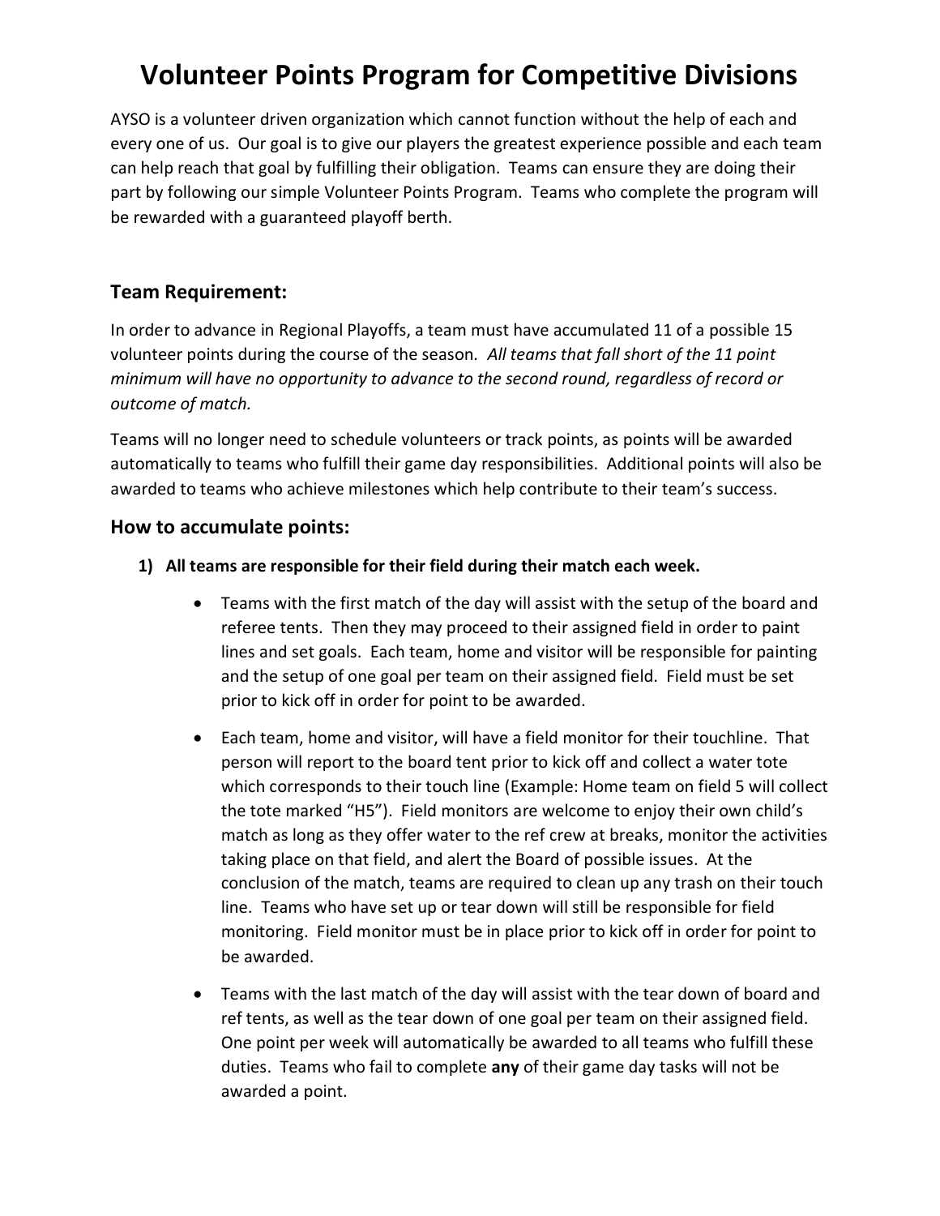# Volunteer Points Program for Competitive Divisions

AYSO is a volunteer driven organization which cannot function without the help of each and every one of us. Our goal is to give our players the greatest experience possible and each team can help reach that goal by fulfilling their obligation. Teams can ensure they are doing their part by following our simple Volunteer Points Program. Teams who complete the program will be rewarded with a guaranteed playoff berth.

## Team Requirement:

In order to advance in Regional Playoffs, a team must have accumulated 11 of a possible 15 volunteer points during the course of the season. *All teams that fall short of the 11 point minimum will have no opportunity to advance to the second round, regardless of record or outcome of match.*

Teams will no longer need to schedule volunteers or track points, as points will be awarded automatically to teams who fulfill their game day responsibilities. Additional points will also be awarded to teams who achieve milestones which help contribute to their team's success.

## How to accumulate points:

1) **All teams are responsible for their field during their match each week.**

    - Teams with the first match of the day will assist with the setup of the board and referee tents. Then they may proceed to their assigned field in order to paint lines and set goals. Each team, home and visitor will be responsible for painting and the setup of one goal per team on their assigned field. Field must be set prior to kick off in order for point to be awarded.

    - Each team, home and visitor, will have a field monitor for their touchline. That person will report to the board tent prior to kick off and collect a water tote which corresponds to their touch line (Example: Home team on field 5 will collect the tote marked "H5"). Field monitors are welcome to enjoy their own child's match as long as they offer water to the ref crew at breaks, monitor the activities taking place on that field, and alert the Board of possible issues. At the conclusion of the match, teams are required to clean up any trash on their touch line. Teams who have set up or tear down will still be responsible for field monitoring. Field monitor must be in place prior to kick off in order for point to be awarded.

    - Teams with the last match of the day will assist with the tear down of board and ref tents, as well as the tear down of one goal per team on their assigned field. One point per week will automatically be awarded to all teams who fulfill these duties. Teams who fail to complete **any** of their game day tasks will not be awarded a point.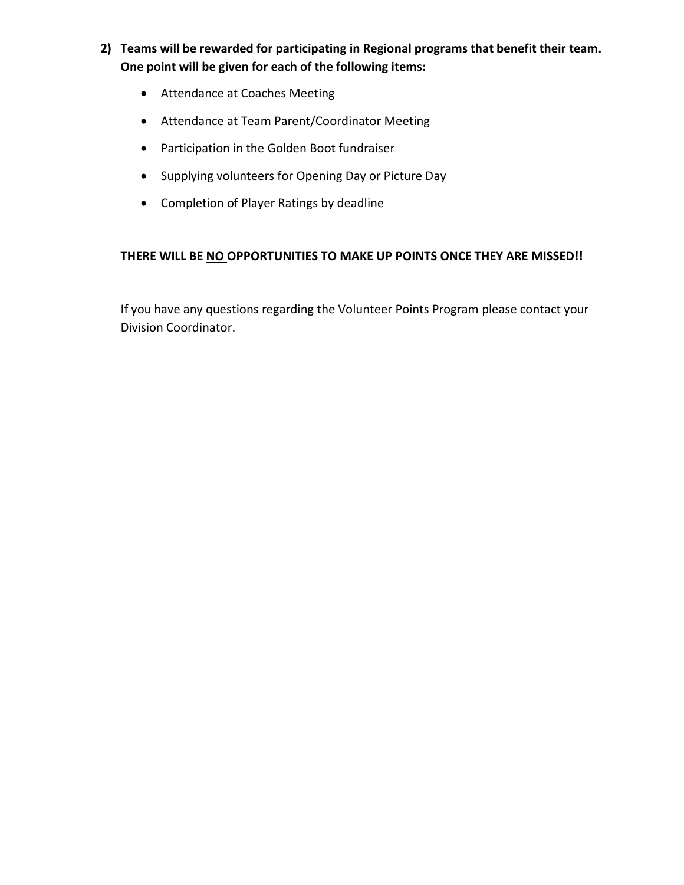2) **Teams will be rewarded for participating in Regional programs that benefit their team. One point will be given for each of the following items:**

   - Attendance at Coaches Meeting
   - Attendance at Team Parent/Coordinator Meeting
   - Participation in the Golden Boot fundraiser
   - Supplying volunteers for Opening Day or Picture Day
   - Completion of Player Ratings by deadline

   **THERE WILL BE <u>NO</u> OPPORTUNITIES TO MAKE UP POINTS ONCE THEY ARE MISSED!!**

   If you have any questions regarding the Volunteer Points Program please contact your Division Coordinator.